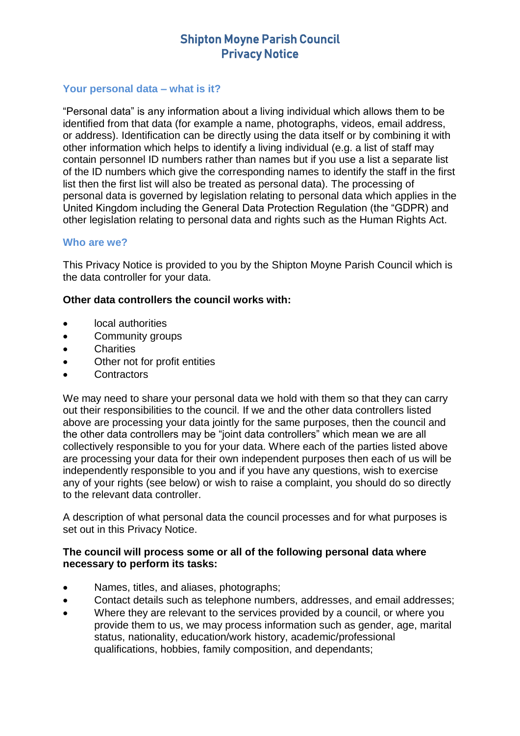# Shipton Moyne Parish Council
# Privacy Notice

## Your personal data – what is it?

"Personal data" is any information about a living individual which allows them to be identified from that data (for example a name, photographs, videos, email address, or address). Identification can be directly using the data itself or by combining it with other information which helps to identify a living individual (e.g. a list of staff may contain personnel ID numbers rather than names but if you use a list a separate list of the ID numbers which give the corresponding names to identify the staff in the first list then the first list will also be treated as personal data). The processing of personal data is governed by legislation relating to personal data which applies in the United Kingdom including the General Data Protection Regulation (the "GDPR) and other legislation relating to personal data and rights such as the Human Rights Act.

## Who are we?

This Privacy Notice is provided to you by the Shipton Moyne Parish Council which is the data controller for your data.

**Other data controllers the council works with:**

- local authorities
- Community groups
- Charities
- Other not for profit entities
- Contractors

We may need to share your personal data we hold with them so that they can carry out their responsibilities to the council. If we and the other data controllers listed above are processing your data jointly for the same purposes, then the council and the other data controllers may be "joint data controllers" which mean we are all collectively responsible to you for your data. Where each of the parties listed above are processing your data for their own independent purposes then each of us will be independently responsible to you and if you have any questions, wish to exercise any of your rights (see below) or wish to raise a complaint, you should do so directly to the relevant data controller.

A description of what personal data the council processes and for what purposes is set out in this Privacy Notice.

**The council will process some or all of the following personal data where necessary to perform its tasks:**

- Names, titles, and aliases, photographs;
- Contact details such as telephone numbers, addresses, and email addresses;
- Where they are relevant to the services provided by a council, or where you provide them to us, we may process information such as gender, age, marital status, nationality, education/work history, academic/professional qualifications, hobbies, family composition, and dependants;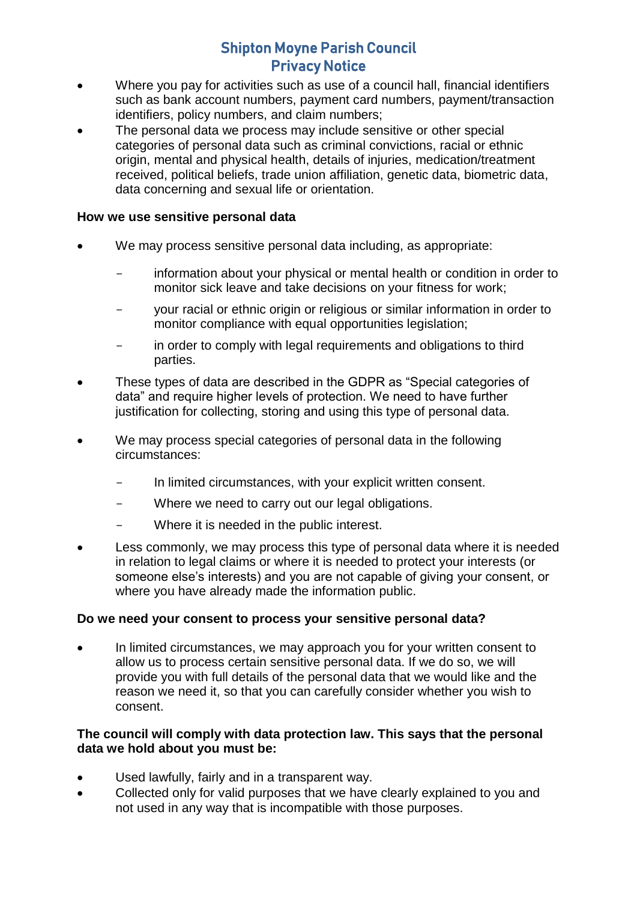- Where you pay for activities such as use of a council hall, financial identifiers such as bank account numbers, payment card numbers, payment/transaction identifiers, policy numbers, and claim numbers;
- The personal data we process may include sensitive or other special categories of personal data such as criminal convictions, racial or ethnic origin, mental and physical health, details of injuries, medication/treatment received, political beliefs, trade union affiliation, genetic data, biometric data, data concerning and sexual life or orientation.

**How we use sensitive personal data**

- We may process sensitive personal data including, as appropriate:
  - information about your physical or mental health or condition in order to monitor sick leave and take decisions on your fitness for work;
  - your racial or ethnic origin or religious or similar information in order to monitor compliance with equal opportunities legislation;
  - in order to comply with legal requirements and obligations to third parties.
- These types of data are described in the GDPR as "Special categories of data" and require higher levels of protection. We need to have further justification for collecting, storing and using this type of personal data.
- We may process special categories of personal data in the following circumstances:
  - In limited circumstances, with your explicit written consent.
  - Where we need to carry out our legal obligations.
  - Where it is needed in the public interest.
- Less commonly, we may process this type of personal data where it is needed in relation to legal claims or where it is needed to protect your interests (or someone else's interests) and you are not capable of giving your consent, or where you have already made the information public.

**Do we need your consent to process your sensitive personal data?**

- In limited circumstances, we may approach you for your written consent to allow us to process certain sensitive personal data. If we do so, we will provide you with full details of the personal data that we would like and the reason we need it, so that you can carefully consider whether you wish to consent.

**The council will comply with data protection law. This says that the personal data we hold about you must be:**

- Used lawfully, fairly and in a transparent way.
- Collected only for valid purposes that we have clearly explained to you and not used in any way that is incompatible with those purposes.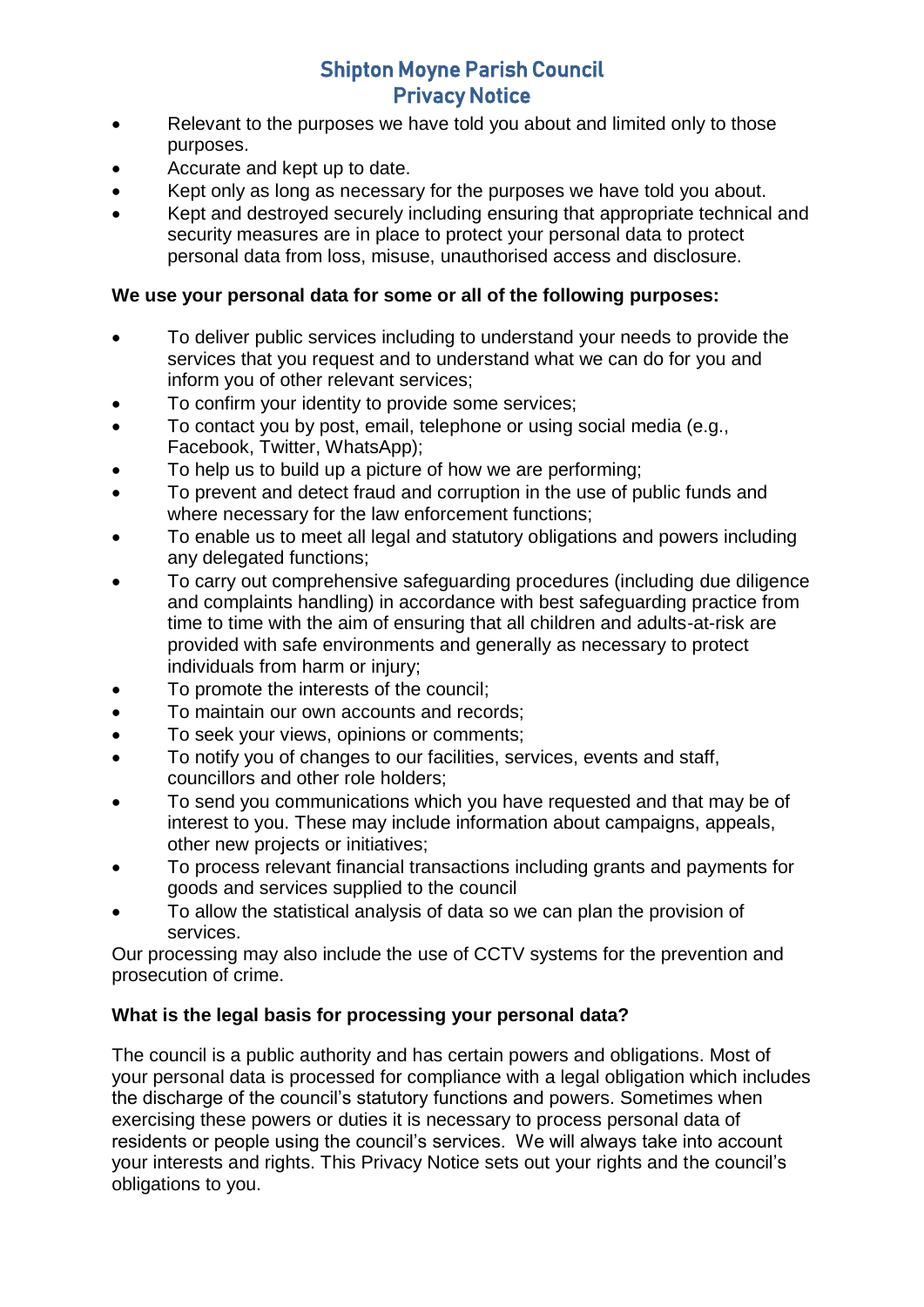- Relevant to the purposes we have told you about and limited only to those purposes.
- Accurate and kept up to date.
- Kept only as long as necessary for the purposes we have told you about.
- Kept and destroyed securely including ensuring that appropriate technical and security measures are in place to protect your personal data to protect personal data from loss, misuse, unauthorised access and disclosure.

**We use your personal data for some or all of the following purposes:**

- To deliver public services including to understand your needs to provide the services that you request and to understand what we can do for you and inform you of other relevant services;
- To confirm your identity to provide some services;
- To contact you by post, email, telephone or using social media (e.g., Facebook, Twitter, WhatsApp);
- To help us to build up a picture of how we are performing;
- To prevent and detect fraud and corruption in the use of public funds and where necessary for the law enforcement functions;
- To enable us to meet all legal and statutory obligations and powers including any delegated functions;
- To carry out comprehensive safeguarding procedures (including due diligence and complaints handling) in accordance with best safeguarding practice from time to time with the aim of ensuring that all children and adults-at-risk are provided with safe environments and generally as necessary to protect individuals from harm or injury;
- To promote the interests of the council;
- To maintain our own accounts and records;
- To seek your views, opinions or comments;
- To notify you of changes to our facilities, services, events and staff, councillors and other role holders;
- To send you communications which you have requested and that may be of interest to you. These may include information about campaigns, appeals, other new projects or initiatives;
- To process relevant financial transactions including grants and payments for goods and services supplied to the council
- To allow the statistical analysis of data so we can plan the provision of services.

Our processing may also include the use of CCTV systems for the prevention and prosecution of crime.

**What is the legal basis for processing your personal data?**

The council is a public authority and has certain powers and obligations. Most of your personal data is processed for compliance with a legal obligation which includes the discharge of the council's statutory functions and powers. Sometimes when exercising these powers or duties it is necessary to process personal data of residents or people using the council's services. We will always take into account your interests and rights. This Privacy Notice sets out your rights and the council's obligations to you.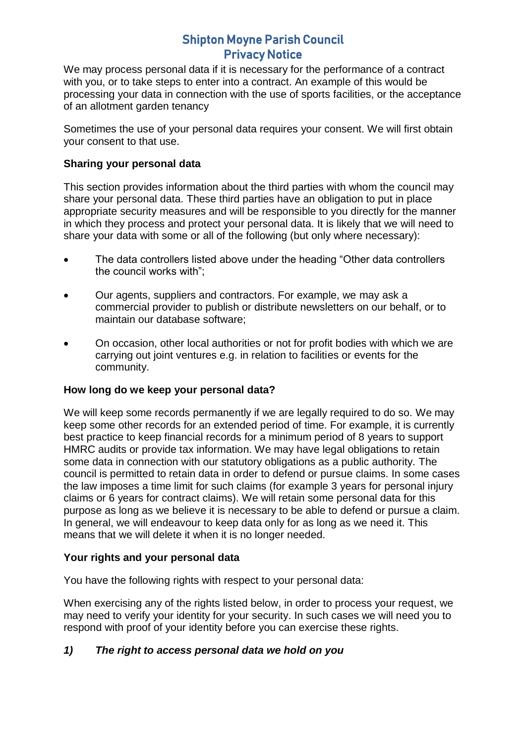We may process personal data if it is necessary for the performance of a contract with you, or to take steps to enter into a contract. An example of this would be processing your data in connection with the use of sports facilities, or the acceptance of an allotment garden tenancy

Sometimes the use of your personal data requires your consent. We will first obtain your consent to that use.

**Sharing your personal data**

This section provides information about the third parties with whom the council may share your personal data. These third parties have an obligation to put in place appropriate security measures and will be responsible to you directly for the manner in which they process and protect your personal data. It is likely that we will need to share your data with some or all of the following (but only where necessary):

- The data controllers listed above under the heading "Other data controllers the council works with";
- Our agents, suppliers and contractors. For example, we may ask a commercial provider to publish or distribute newsletters on our behalf, or to maintain our database software;
- On occasion, other local authorities or not for profit bodies with which we are carrying out joint ventures e.g. in relation to facilities or events for the community.

**How long do we keep your personal data?**

We will keep some records permanently if we are legally required to do so. We may keep some other records for an extended period of time. For example, it is currently best practice to keep financial records for a minimum period of 8 years to support HMRC audits or provide tax information. We may have legal obligations to retain some data in connection with our statutory obligations as a public authority. The council is permitted to retain data in order to defend or pursue claims. In some cases the law imposes a time limit for such claims (for example 3 years for personal injury claims or 6 years for contract claims). We will retain some personal data for this purpose as long as we believe it is necessary to be able to defend or pursue a claim. In general, we will endeavour to keep data only for as long as we need it. This means that we will delete it when it is no longer needed.

**Your rights and your personal data**

You have the following rights with respect to your personal data:

When exercising any of the rights listed below, in order to process your request, we may need to verify your identity for your security. In such cases we will need you to respond with proof of your identity before you can exercise these rights.

***1) The right to access personal data we hold on you***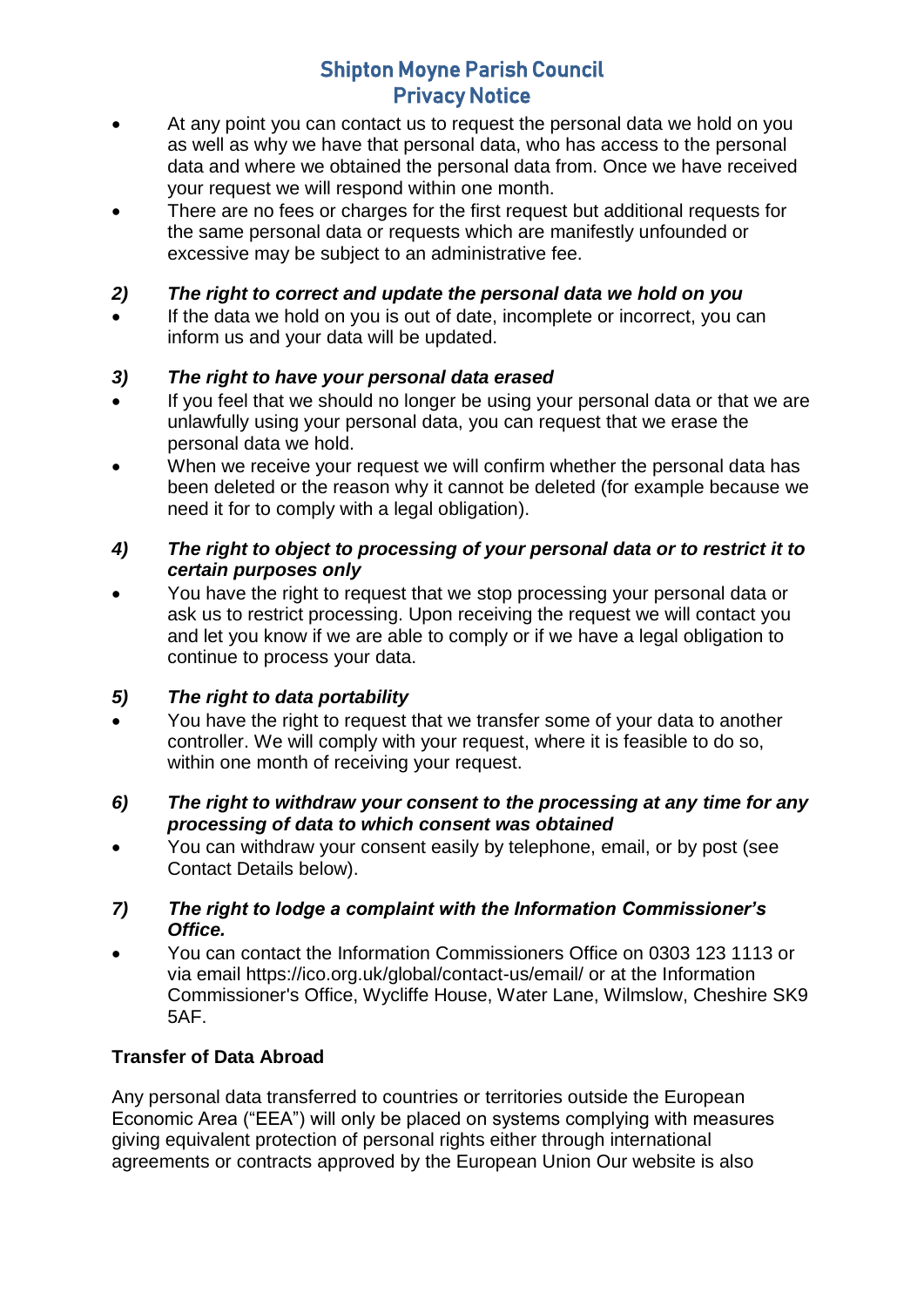- At any point you can contact us to request the personal data we hold on you as well as why we have that personal data, who has access to the personal data and where we obtained the personal data from. Once we have received your request we will respond within one month.
- There are no fees or charges for the first request but additional requests for the same personal data or requests which are manifestly unfounded or excessive may be subject to an administrative fee.

***2) The right to correct and update the personal data we hold on you***

- If the data we hold on you is out of date, incomplete or incorrect, you can inform us and your data will be updated.

***3) The right to have your personal data erased***

- If you feel that we should no longer be using your personal data or that we are unlawfully using your personal data, you can request that we erase the personal data we hold.
- When we receive your request we will confirm whether the personal data has been deleted or the reason why it cannot be deleted (for example because we need it for to comply with a legal obligation).

***4) The right to object to processing of your personal data or to restrict it to certain purposes only***

- You have the right to request that we stop processing your personal data or ask us to restrict processing. Upon receiving the request we will contact you and let you know if we are able to comply or if we have a legal obligation to continue to process your data.

***5) The right to data portability***

- You have the right to request that we transfer some of your data to another controller. We will comply with your request, where it is feasible to do so, within one month of receiving your request.

***6) The right to withdraw your consent to the processing at any time for any processing of data to which consent was obtained***

- You can withdraw your consent easily by telephone, email, or by post (see Contact Details below).

***7) The right to lodge a complaint with the Information Commissioner's Office.***

- You can contact the Information Commissioners Office on 0303 123 1113 or via email https://ico.org.uk/global/contact-us/email/ or at the Information Commissioner's Office, Wycliffe House, Water Lane, Wilmslow, Cheshire SK9 5AF.

**Transfer of Data Abroad**

Any personal data transferred to countries or territories outside the European Economic Area ("EEA") will only be placed on systems complying with measures giving equivalent protection of personal rights either through international agreements or contracts approved by the European Union Our website is also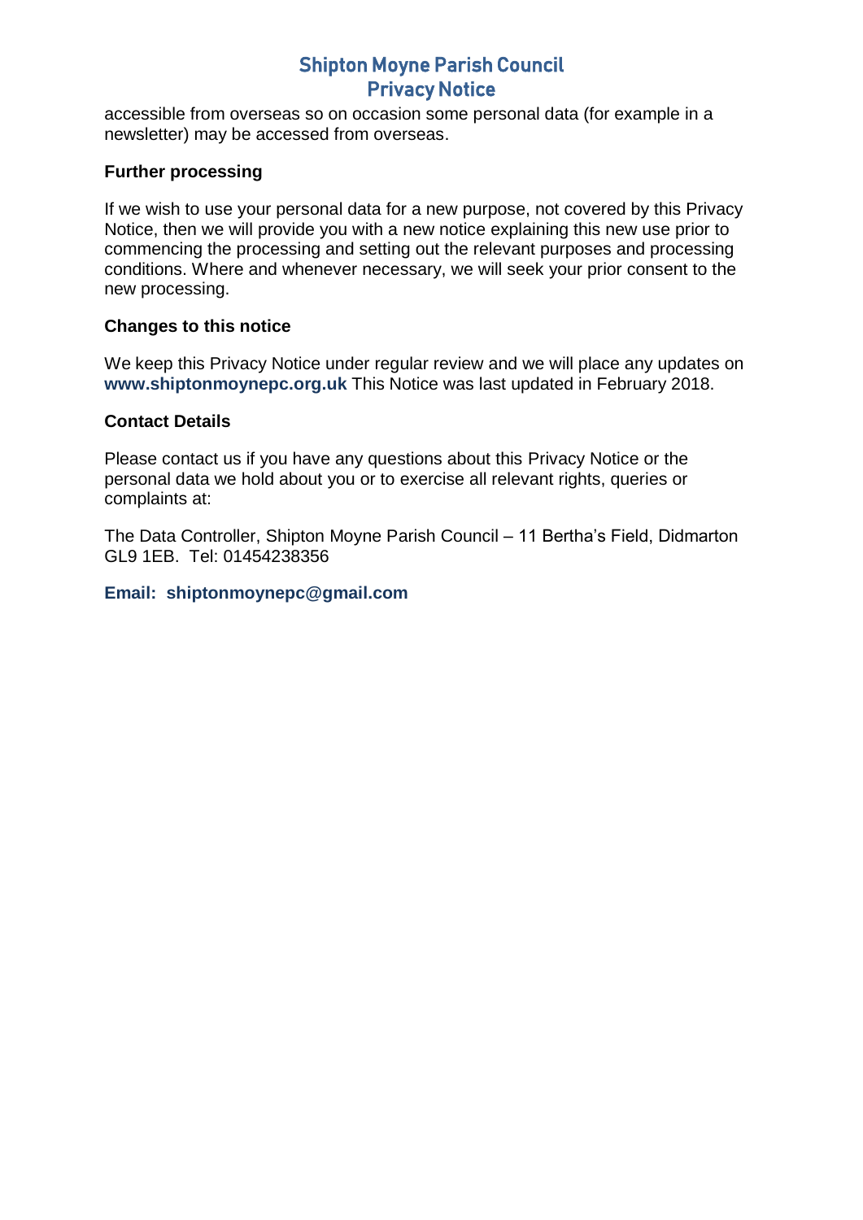accessible from overseas so on occasion some personal data (for example in a newsletter) may be accessed from overseas.

**Further processing**

If we wish to use your personal data for a new purpose, not covered by this Privacy Notice, then we will provide you with a new notice explaining this new use prior to commencing the processing and setting out the relevant purposes and processing conditions. Where and whenever necessary, we will seek your prior consent to the new processing.

**Changes to this notice**

We keep this Privacy Notice under regular review and we will place any updates on **www.shiptonmoynepc.org.uk** This Notice was last updated in February 2018.

**Contact Details**

Please contact us if you have any questions about this Privacy Notice or the personal data we hold about you or to exercise all relevant rights, queries or complaints at:

The Data Controller, Shipton Moyne Parish Council – 11 Bertha's Field, Didmarton GL9 1EB. Tel: 01454238356

**Email: shiptonmoynepc@gmail.com**